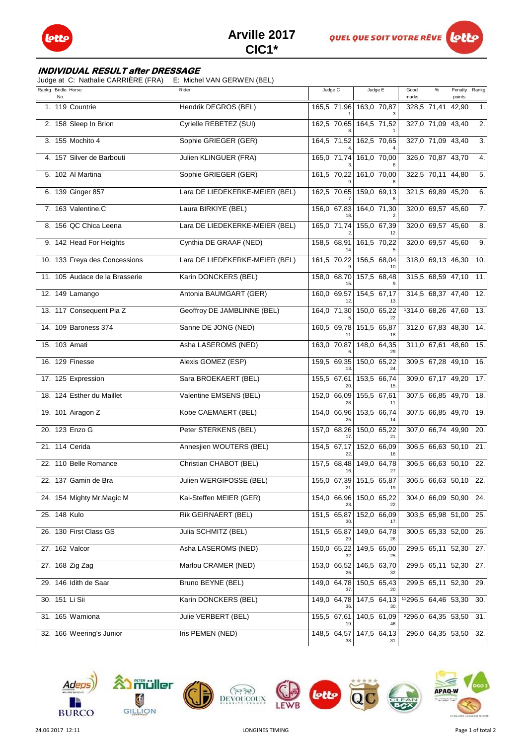# Arville 2017
## CIC1*

### ***INDIVIDUAL RESULT after DRESSAGE***

Judge at C: Nathalie CARRIÈRE (FRA) E: Michel VAN GERWEN (BEL)

| Rankg | Bridle No. | Horse | Rider | Judge C | | Judge E | | Good marks | % | Penalty points | Rankg |
|---|---|---|---|---|---|---|---|---|---|---|---|
| 1. | 119 | Countrie | Hendrik DEGROS (BEL) | 165,5 | 71,96 1. | 163,0 | 70,87 3. | 328,5 | 71,41 | 42,90 | 1. |
| 2. | 158 | Sleep In Brion | Cyrielle REBETEZ (SUI) | 162,5 | 70,65 8. | 164,5 | 71,52 1. | 327,0 | 71,09 | 43,40 | 2. |
| 3. | 155 | Mochito 4 | Sophie GRIEGER (GER) | 164,5 | 71,52 4. | 162,5 | 70,65 4. | 327,0 | 71,09 | 43,40 | 3. |
| 4. | 157 | Silver de Barbouti | Julien KLINGUER (FRA) | 165,0 | 71,74 3. | 161,0 | 70,00 6. | 326,0 | 70,87 | 43,70 | 4. |
| 5. | 102 | Al Martina | Sophie GRIEGER (GER) | 161,5 | 70,22 9. | 161,0 | 70,00 6. | 322,5 | 70,11 | 44,80 | 5. |
| 6. | 139 | Ginger 857 | Lara DE LIEDEKERKE-MEIER (BEL) | 162,5 | 70,65 7. | 159,0 | 69,13 8. | 321,5 | 69,89 | 45,20 | 6. |
| 7. | 163 | Valentine.C | Laura BIRKIYE (BEL) | 156,0 | 67,83 18. | 164,0 | 71,30 2. | 320,0 | 69,57 | 45,60 | 7. |
| 8. | 156 | QC Chica Leena | Lara DE LIEDEKERKE-MEIER (BEL) | 165,0 | 71,74 2. | 155,0 | 67,39 12. | 320,0 | 69,57 | 45,60 | 8. |
| 9. | 142 | Head For Heights | Cynthia DE GRAAF (NED) | 158,5 | 68,91 14. | 161,5 | 70,22 5. | 320,0 | 69,57 | 45,60 | 9. |
| 10. | 133 | Freya des Concessions | Lara DE LIEDEKERKE-MEIER (BEL) | 161,5 | 70,22 9. | 156,5 | 68,04 10. | 318,0 | 69,13 | 46,30 | 10. |
| 11. | 105 | Audace de la Brasserie | Karin DONCKERS (BEL) | 158,0 | 68,70 15. | 157,5 | 68,48 9. | 315,5 | 68,59 | 47,10 | 11. |
| 12. | 149 | Lamango | Antonia BAUMGART (GER) | 160,0 | 69,57 12. | 154,5 | 67,17 13. | 314,5 | 68,37 | 47,40 | 12. |
| 13. | 117 | Consequent Pia Z | Geoffroy DE JAMBLINNE (BEL) | 164,0 | 71,30 5. | 150,0 | 65,22 22. | [1]314,0 | 68,26 | 47,60 | 13. |
| 14. | 109 | Baroness 374 | Sanne DE JONG (NED) | 160,5 | 69,78 11. | 151,5 | 65,87 18. | 312,0 | 67,83 | 48,30 | 14. |
| 15. | 103 | Amati | Asha LASEROMS (NED) | 163,0 | 70,87 6. | 148,0 | 64,35 29. | 311,0 | 67,61 | 48,60 | 15. |
| 16. | 129 | Finesse | Alexis GOMEZ (ESP) | 159,5 | 69,35 13. | 150,0 | 65,22 24. | 309,5 | 67,28 | 49,10 | 16. |
| 17. | 125 | Expression | Sara BROEKAERT (BEL) | 155,5 | 67,61 20. | 153,5 | 66,74 15. | 309,0 | 67,17 | 49,20 | 17. |
| 18. | 124 | Esther du Maillet | Valentine EMSENS (BEL) | 152,0 | 66,09 28. | 155,5 | 67,61 11. | 307,5 | 66,85 | 49,70 | 18. |
| 19. | 101 | Airagon Z | Kobe CAEMAERT (BEL) | 154,0 | 66,96 25. | 153,5 | 66,74 14. | 307,5 | 66,85 | 49,70 | 19. |
| 20. | 123 | Enzo G | Peter STERKENS (BEL) | 157,0 | 68,26 17. | 150,0 | 65,22 21. | 307,0 | 66,74 | 49,90 | 20. |
| 21. | 114 | Cerida | Annesjien WOUTERS (BEL) | 154,5 | 67,17 22. | 152,0 | 66,09 16. | 306,5 | 66,63 | 50,10 | 21. |
| 22. | 110 | Belle Romance | Christian CHABOT (BEL) | 157,5 | 68,48 16. | 149,0 | 64,78 27. | 306,5 | 66,63 | 50,10 | 22. |
| 22. | 137 | Gamin de Bra | Julien WERGIFOSSE (BEL) | 155,0 | 67,39 21. | 151,5 | 65,87 19. | 306,5 | 66,63 | 50,10 | 22. |
| 24. | 154 | Mighty Mr.Magic M | Kai-Steffen MEIER (GER) | 154,0 | 66,96 23. | 150,0 | 65,22 22. | 304,0 | 66,09 | 50,90 | 24. |
| 25. | 148 | Kulo | Rik GEIRNAERT (BEL) | 151,5 | 65,87 30. | 152,0 | 66,09 17. | 303,5 | 65,98 | 51,00 | 25. |
| 26. | 130 | First Class GS | Julia SCHMITZ (BEL) | 151,5 | 65,87 29. | 149,0 | 64,78 26. | 300,5 | 65,33 | 52,00 | 26. |
| 27. | 162 | Valcor | Asha LASEROMS (NED) | 150,0 | 65,22 32. | 149,5 | 65,00 25. | 299,5 | 65,11 | 52,30 | 27. |
| 27. | 168 | Zig Zag | Marlou CRAMER (NED) | 153,0 | 66,52 26. | 146,5 | 63,70 32. | 299,5 | 65,11 | 52,30 | 27. |
| 29. | 146 | Idith de Saar | Bruno BEYNE (BEL) | 149,0 | 64,78 37. | 150,5 | 65,43 20. | 299,5 | 65,11 | 52,30 | 29. |
| 30. | 151 | Li Sii | Karin DONCKERS (BEL) | 149,0 | 64,78 36. | 147,5 | 64,13 30. | [11]296,5 | 64,46 | 53,30 | 30. |
| 31. | 165 | Wamiona | Julie VERBERT (BEL) | 155,5 | 67,61 19. | 140,5 | 61,09 46. | [2]296,0 | 64,35 | 53,50 | 31. |
| 32. | 166 | Weering's Junior | Iris PEMEN (NED) | 148,5 | 64,57 38. | 147,5 | 64,13 31. | 296,0 | 64,35 | 53,50 | 32. |

24.06.2017 12:11 LONGINES TIMING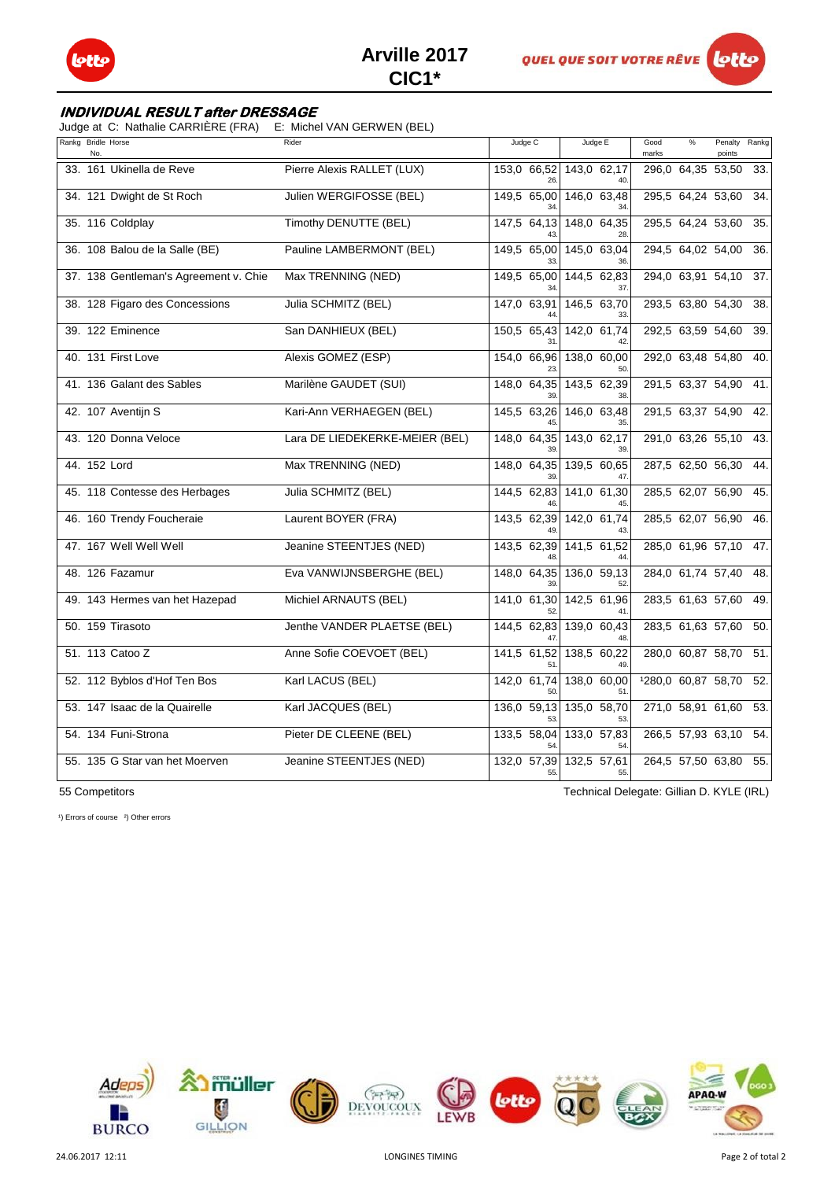# Arville 2017
# CIC1*

## *INDIVIDUAL RESULT after DRESSAGE*

Judge at C: Nathalie CARRIÈRE (FRA)   E: Michel VAN GERWEN (BEL)

| Rankg | Bridle No. | Horse | Rider | Judge C | | Judge C Rank | Judge E | | Judge E Rank | Good marks | % | Penalty points | Rankg |
|---|---|---|---|---|---|---|---|---|---|---|---|---|---|
| 33. | 161 | Ukinella de Reve | Pierre Alexis RALLET (LUX) | 153,0 | 66,52 | 26. | 143,0 | 62,17 | 40. | 296,0 | 64,35 | 53,50 | 33. |
| 34. | 121 | Dwight de St Roch | Julien WERGIFOSSE (BEL) | 149,5 | 65,00 | 34. | 146,0 | 63,48 | 34. | 295,5 | 64,24 | 53,60 | 34. |
| 35. | 116 | Coldplay | Timothy DENUTTE (BEL) | 147,5 | 64,13 | 43. | 148,0 | 64,35 | 28. | 295,5 | 64,24 | 53,60 | 35. |
| 36. | 108 | Balou de la Salle (BE) | Pauline LAMBERMONT (BEL) | 149,5 | 65,00 | 33. | 145,0 | 63,04 | 36. | 294,5 | 64,02 | 54,00 | 36. |
| 37. | 138 | Gentleman's Agreement v. Chie | Max TRENNING (NED) | 149,5 | 65,00 | 34. | 144,5 | 62,83 | 37. | 294,0 | 63,91 | 54,10 | 37. |
| 38. | 128 | Figaro des Concessions | Julia SCHMITZ (BEL) | 147,0 | 63,91 | 44. | 146,5 | 63,70 | 33. | 293,5 | 63,80 | 54,30 | 38. |
| 39. | 122 | Eminence | San DANHIEUX (BEL) | 150,5 | 65,43 | 31. | 142,0 | 61,74 | 42. | 292,5 | 63,59 | 54,60 | 39. |
| 40. | 131 | First Love | Alexis GOMEZ (ESP) | 154,0 | 66,96 | 23. | 138,0 | 60,00 | 50. | 292,0 | 63,48 | 54,80 | 40. |
| 41. | 136 | Galant des Sables | Marilène GAUDET (SUI) | 148,0 | 64,35 | 39. | 143,5 | 62,39 | 38. | 291,5 | 63,37 | 54,90 | 41. |
| 42. | 107 | Aventijn S | Kari-Ann VERHAEGEN (BEL) | 145,5 | 63,26 | 45. | 146,0 | 63,48 | 35. | 291,5 | 63,37 | 54,90 | 42. |
| 43. | 120 | Donna Veloce | Lara DE LIEDEKERKE-MEIER (BEL) | 148,0 | 64,35 | 39. | 143,0 | 62,17 | 39. | 291,0 | 63,26 | 55,10 | 43. |
| 44. | 152 | Lord | Max TRENNING (NED) | 148,0 | 64,35 | 39. | 139,5 | 60,65 | 47. | 287,5 | 62,50 | 56,30 | 44. |
| 45. | 118 | Contesse des Herbages | Julia SCHMITZ (BEL) | 144,5 | 62,83 | 46. | 141,0 | 61,30 | 45. | 285,5 | 62,07 | 56,90 | 45. |
| 46. | 160 | Trendy Foucheraie | Laurent BOYER (FRA) | 143,5 | 62,39 | 49. | 142,0 | 61,74 | 43. | 285,5 | 62,07 | 56,90 | 46. |
| 47. | 167 | Well Well Well | Jeanine STEENTJES (NED) | 143,5 | 62,39 | 48. | 141,5 | 61,52 | 44. | 285,0 | 61,96 | 57,10 | 47. |
| 48. | 126 | Fazamur | Eva VANWIJNSBERGHE (BEL) | 148,0 | 64,35 | 39. | 136,0 | 59,13 | 52. | 284,0 | 61,74 | 57,40 | 48. |
| 49. | 143 | Hermes van het Hazepad | Michiel ARNAUTS (BEL) | 141,0 | 61,30 | 52. | 142,5 | 61,96 | 41. | 283,5 | 61,63 | 57,60 | 49. |
| 50. | 159 | Tirasoto | Jenthe VANDER PLAETSE (BEL) | 144,5 | 62,83 | 47. | 139,0 | 60,43 | 48. | 283,5 | 61,63 | 57,60 | 50. |
| 51. | 113 | Catoo Z | Anne Sofie COEVOET (BEL) | 141,5 | 61,52 | 51. | 138,5 | 60,22 | 49. | 280,0 | 60,87 | 58,70 | 51. |
| 52. | 112 | Byblos d'Hof Ten Bos | Karl LACUS (BEL) | 142,0 | 61,74 | 50. | 138,0 | 60,00 | 51. | [1]280,0 | 60,87 | 58,70 | 52. |
| 53. | 147 | Isaac de la Quairelle | Karl JACQUES (BEL) | 136,0 | 59,13 | 53. | 135,0 | 58,70 | 53. | 271,0 | 58,91 | 61,60 | 53. |
| 54. | 134 | Funi-Strona | Pieter DE CLEENE (BEL) | 133,5 | 58,04 | 54. | 133,0 | 57,83 | 54. | 266,5 | 57,93 | 63,10 | 54. |
| 55. | 135 | G Star van het Moerven | Jeanine STEENTJES (NED) | 132,0 | 57,39 | 55. | 132,5 | 57,61 | 55. | 264,5 | 57,50 | 63,80 | 55. |

55 Competitors

Technical Delegate: Gillian D. KYLE (IRL)

[1]) Errors of course  [2]) Other errors

24.06.2017 12:11   LONGINES TIMING